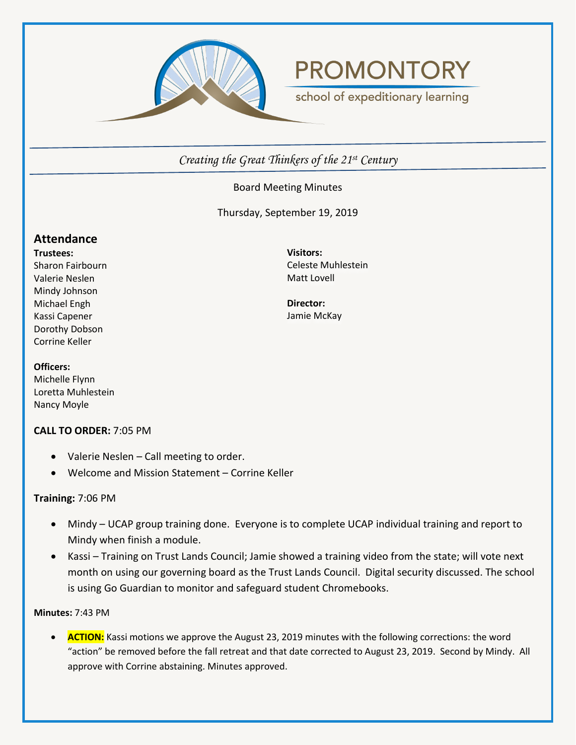# PROMONTORY

school of expeditionary learning

*Creating the Great Thinkers of the 21st Century*

Board Meeting Minutes

Thursday, September 19, 2019

## Attendance

**Trustees:**
Sharon Fairbourn
Valerie Neslen
Mindy Johnson
Michael Engh
Kassi Capener
Dorothy Dobson
Corrine Keller

**Visitors:**
Celeste Muhlestein
Matt Lovell

**Director:**
Jamie McKay

**Officers:**
Michelle Flynn
Loretta Muhlestein
Nancy Moyle

**CALL TO ORDER:** 7:05 PM

- Valerie Neslen – Call meeting to order.
- Welcome and Mission Statement – Corrine Keller

**Training:** 7:06 PM

- Mindy – UCAP group training done. Everyone is to complete UCAP individual training and report to Mindy when finish a module.
- Kassi – Training on Trust Lands Council; Jamie showed a training video from the state; will vote next month on using our governing board as the Trust Lands Council. Digital security discussed. The school is using Go Guardian to monitor and safeguard student Chromebooks.

**Minutes:** 7:43 PM

- **ACTION:** Kassi motions we approve the August 23, 2019 minutes with the following corrections: the word "action" be removed before the fall retreat and that date corrected to August 23, 2019. Second by Mindy. All approve with Corrine abstaining. Minutes approved.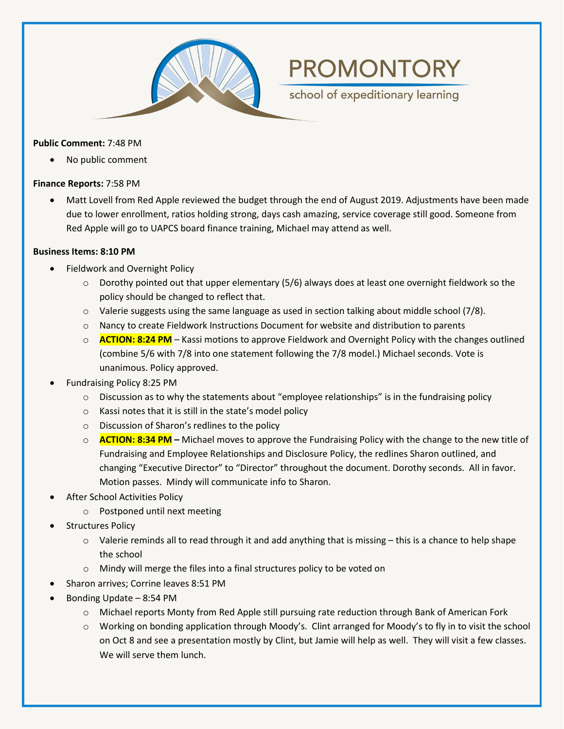**Public Comment:** 7:48 PM

- No public comment

**Finance Reports:** 7:58 PM

- Matt Lovell from Red Apple reviewed the budget through the end of August 2019. Adjustments have been made due to lower enrollment, ratios holding strong, days cash amazing, service coverage still good. Someone from Red Apple will go to UAPCS board finance training, Michael may attend as well.

**Business Items: 8:10 PM**

- Fieldwork and Overnight Policy
  - Dorothy pointed out that upper elementary (5/6) always does at least one overnight fieldwork so the policy should be changed to reflect that.
  - Valerie suggests using the same language as used in section talking about middle school (7/8).
  - Nancy to create Fieldwork Instructions Document for website and distribution to parents
  - **ACTION: 8:24 PM** – Kassi motions to approve Fieldwork and Overnight Policy with the changes outlined (combine 5/6 with 7/8 into one statement following the 7/8 model.) Michael seconds. Vote is unanimous. Policy approved.
- Fundraising Policy 8:25 PM
  - Discussion as to why the statements about "employee relationships" is in the fundraising policy
  - Kassi notes that it is still in the state's model policy
  - Discussion of Sharon's redlines to the policy
  - **ACTION: 8:34 PM –** Michael moves to approve the Fundraising Policy with the change to the new title of Fundraising and Employee Relationships and Disclosure Policy, the redlines Sharon outlined, and changing "Executive Director" to "Director" throughout the document. Dorothy seconds. All in favor. Motion passes. Mindy will communicate info to Sharon.
- After School Activities Policy
  - Postponed until next meeting
- Structures Policy
  - Valerie reminds all to read through it and add anything that is missing – this is a chance to help shape the school
  - Mindy will merge the files into a final structures policy to be voted on
- Sharon arrives; Corrine leaves 8:51 PM
- Bonding Update – 8:54 PM
  - Michael reports Monty from Red Apple still pursuing rate reduction through Bank of American Fork
  - Working on bonding application through Moody's. Clint arranged for Moody's to fly in to visit the school on Oct 8 and see a presentation mostly by Clint, but Jamie will help as well. They will visit a few classes. We will serve them lunch.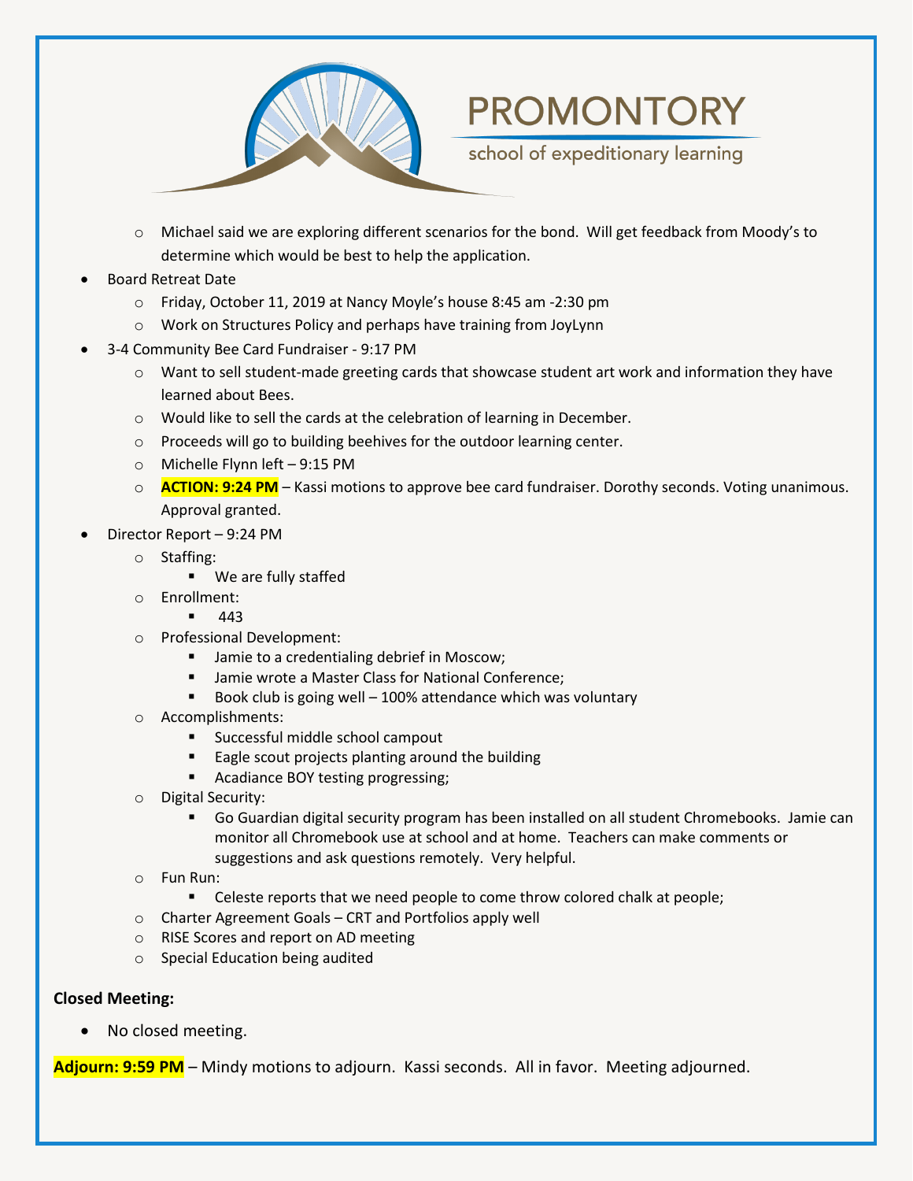- Michael said we are exploring different scenarios for the bond. Will get feedback from Moody's to determine which would be best to help the application.

- Board Retreat Date
  - Friday, October 11, 2019 at Nancy Moyle's house 8:45 am -2:30 pm
  - Work on Structures Policy and perhaps have training from JoyLynn
- 3-4 Community Bee Card Fundraiser - 9:17 PM
  - Want to sell student-made greeting cards that showcase student art work and information they have learned about Bees.
  - Would like to sell the cards at the celebration of learning in December.
  - Proceeds will go to building beehives for the outdoor learning center.
  - Michelle Flynn left – 9:15 PM
  - **ACTION: 9:24 PM** – Kassi motions to approve bee card fundraiser. Dorothy seconds. Voting unanimous. Approval granted.
- Director Report – 9:24 PM
  - Staffing:
    - We are fully staffed
  - Enrollment:
    - 443
  - Professional Development:
    - Jamie to a credentialing debrief in Moscow;
    - Jamie wrote a Master Class for National Conference;
    - Book club is going well – 100% attendance which was voluntary
  - Accomplishments:
    - Successful middle school campout
    - Eagle scout projects planting around the building
    - Acadiance BOY testing progressing;
  - Digital Security:
    - Go Guardian digital security program has been installed on all student Chromebooks. Jamie can monitor all Chromebook use at school and at home. Teachers can make comments or suggestions and ask questions remotely. Very helpful.
  - Fun Run:
    - Celeste reports that we need people to come throw colored chalk at people;
  - Charter Agreement Goals – CRT and Portfolios apply well
  - RISE Scores and report on AD meeting
  - Special Education being audited

**Closed Meeting:**

- No closed meeting.

**Adjourn: 9:59 PM** – Mindy motions to adjourn. Kassi seconds. All in favor. Meeting adjourned.